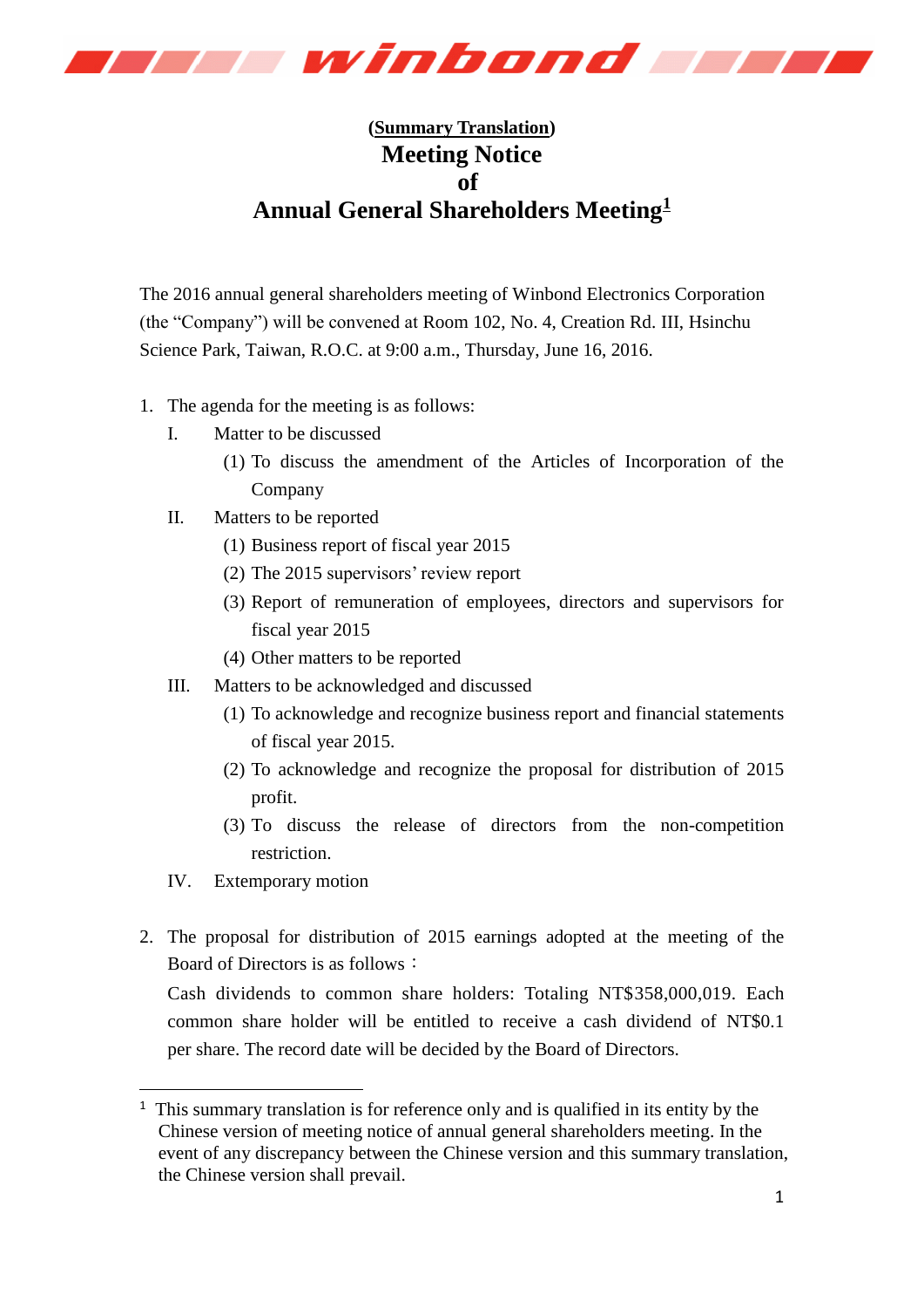**(Summary Translation)**

# Meeting Notice of Annual General Shareholders Meeting[1]

The 2016 annual general shareholders meeting of Winbond Electronics Corporation (the "Company") will be convened at Room 102, No. 4, Creation Rd. III, Hsinchu Science Park, Taiwan, R.O.C. at 9:00 a.m., Thursday, June 16, 2016.

1. The agenda for the meeting is as follows:
   - I. Matter to be discussed
     - (1) To discuss the amendment of the Articles of Incorporation of the Company
   - II. Matters to be reported
     - (1) Business report of fiscal year 2015
     - (2) The 2015 supervisors' review report
     - (3) Report of remuneration of employees, directors and supervisors for fiscal year 2015
     - (4) Other matters to be reported
   - III. Matters to be acknowledged and discussed
     - (1) To acknowledge and recognize business report and financial statements of fiscal year 2015.
     - (2) To acknowledge and recognize the proposal for distribution of 2015 profit.
     - (3) To discuss the release of directors from the non-competition restriction.
   - IV. Extemporary motion

2. The proposal for distribution of 2015 earnings adopted at the meeting of the Board of Directors is as follows：

   Cash dividends to common share holders: Totaling NT$358,000,019. Each common share holder will be entitled to receive a cash dividend of NT$0.1 per share. The record date will be decided by the Board of Directors.

---

[1] This summary translation is for reference only and is qualified in its entity by the Chinese version of meeting notice of annual general shareholders meeting. In the event of any discrepancy between the Chinese version and this summary translation, the Chinese version shall prevail.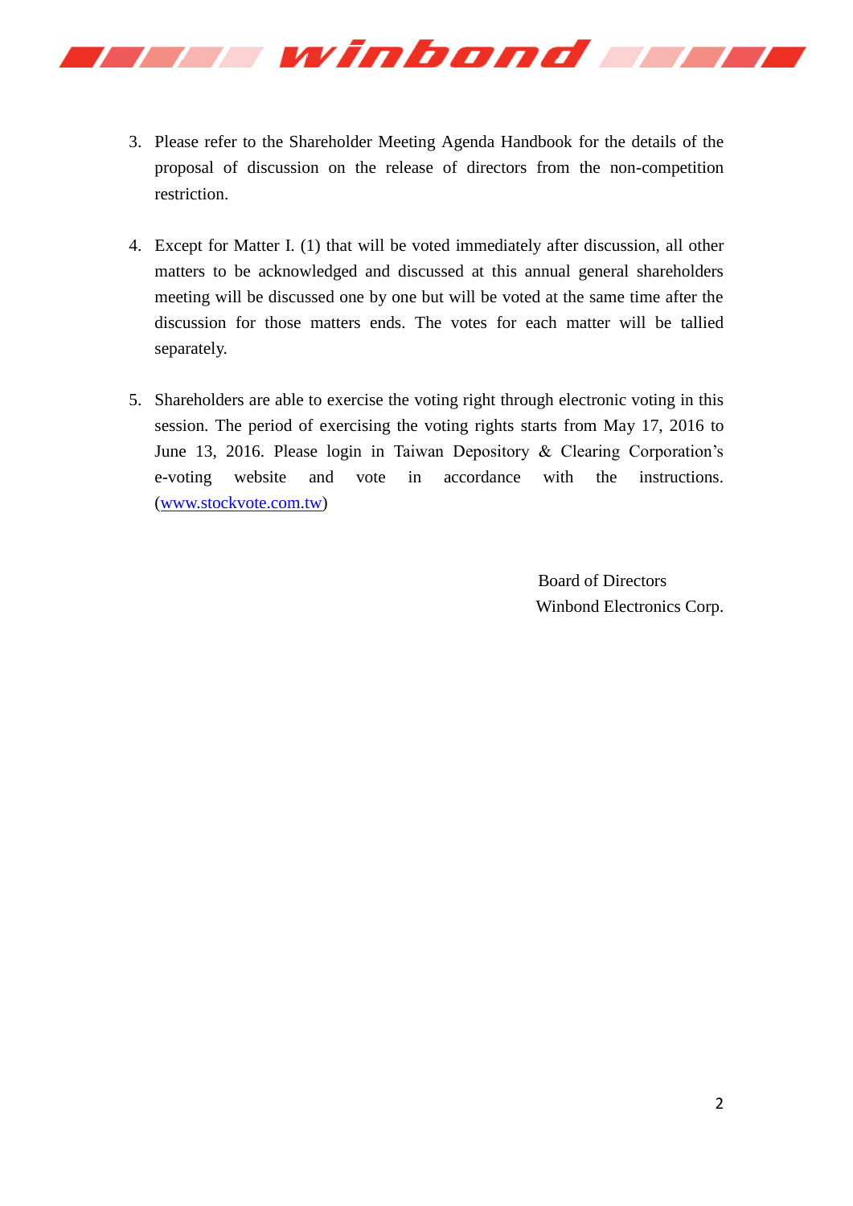3. Please refer to the Shareholder Meeting Agenda Handbook for the details of the proposal of discussion on the release of directors from the non-competition restriction.

4. Except for Matter I. (1) that will be voted immediately after discussion, all other matters to be acknowledged and discussed at this annual general shareholders meeting will be discussed one by one but will be voted at the same time after the discussion for those matters ends. The votes for each matter will be tallied separately.

5. Shareholders are able to exercise the voting right through electronic voting in this session. The period of exercising the voting rights starts from May 17, 2016 to June 13, 2016. Please login in Taiwan Depository & Clearing Corporation's e-voting website and vote in accordance with the instructions. (www.stockvote.com.tw)

Board of Directors
Winbond Electronics Corp.